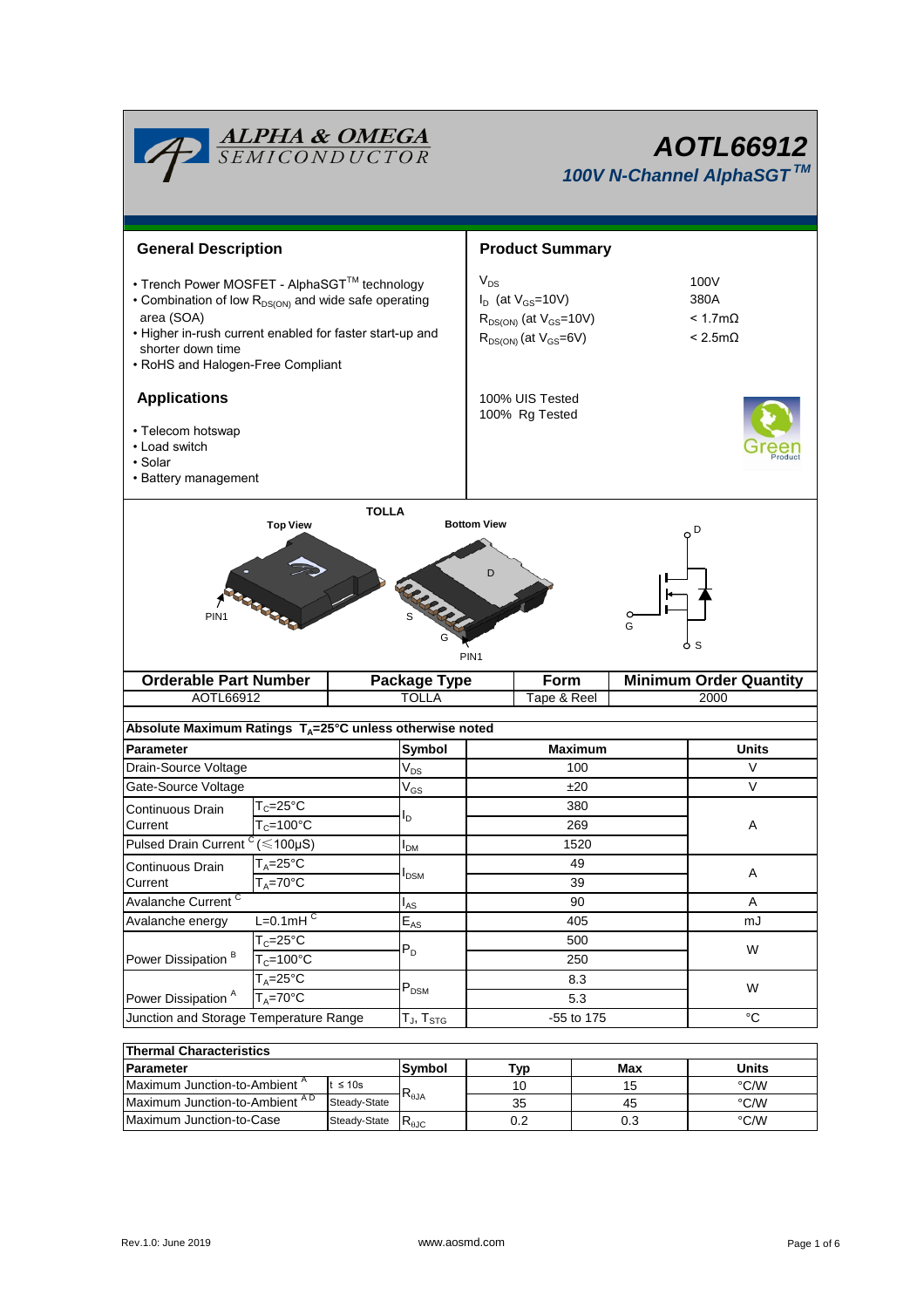# AOTL66912

## 100V N-Channel AlphaSGT™

ALPHA & OMEGA SEMICONDUCTOR

## General Description

- Trench Power MOSFET - AlphaSGT™ technology
- Combination of low $R_{DS(ON)}$ and wide safe operating area (SOA)
- Higher in-rush current enabled for faster start-up and shorter down time
- RoHS and Halogen-Free Compliant

## Product Summary

| | |
|---|---|
| $V_{DS}$ | 100V |
| $I_D$ (at $V_{GS}$=10V) | 380A |
| $R_{DS(ON)}$ (at $V_{GS}$=10V) | < 1.7mΩ |
| $R_{DS(ON)}$ (at $V_{GS}$=6V) | < 2.5mΩ |

100% UIS Tested
100% Rg Tested

## Applications

- Telecom hotswap
- Load switch
- Solar
- Battery management

TOLLA

Top View | Bottom View

PIN1 | S | G | D | PIN1

D | G | S

| Orderable Part Number | Package Type | Form | Minimum Order Quantity |
|---|---|---|---|
| AOTL66912 | TOLLA | Tape & Reel | 2000 |

**Absolute Maximum Ratings $T_A$=25°C unless otherwise noted**

| Parameter | | Symbol | Maximum | Units |
|---|---|---|---|---|
| Drain-Source Voltage | | $V_{DS}$ | 100 | V |
| Gate-Source Voltage | | $V_{GS}$ | ±20 | V |
| Continuous Drain Current | $T_C$=25°C | $I_D$ | 380 | A |
| | $T_C$=100°C | | 269 | |
| Pulsed Drain Current [C] (≤100µS) | | $I_{DM}$ | 1520 | |
| Continuous Drain Current | $T_A$=25°C | $I_{DSM}$ | 49 | A |
| | $T_A$=70°C | | 39 | |
| Avalanche Current [C] | | $I_{AS}$ | 90 | A |
| Avalanche energy | L=0.1mH [C] | $E_{AS}$ | 405 | mJ |
| Power Dissipation [B] | $T_C$=25°C | $P_D$ | 500 | W |
| | $T_C$=100°C | | 250 | |
| Power Dissipation [A] | $T_A$=25°C | $P_{DSM}$ | 8.3 | W |
| | $T_A$=70°C | | 5.3 | |
| Junction and Storage Temperature Range | | $T_J$, $T_{STG}$ | -55 to 175 | °C |

**Thermal Characteristics**

| Parameter | | Symbol | Typ | Max | Units |
|---|---|---|---|---|---|
| Maximum Junction-to-Ambient [A] | t ≤ 10s | $R_{\theta JA}$ | 10 | 15 | °C/W |
| Maximum Junction-to-Ambient [A D] | Steady-State | | 35 | 45 | °C/W |
| Maximum Junction-to-Case | Steady-State | $R_{\theta JC}$ | 0.2 | 0.3 | °C/W |

Rev.1.0: June 2019 www.aosmd.com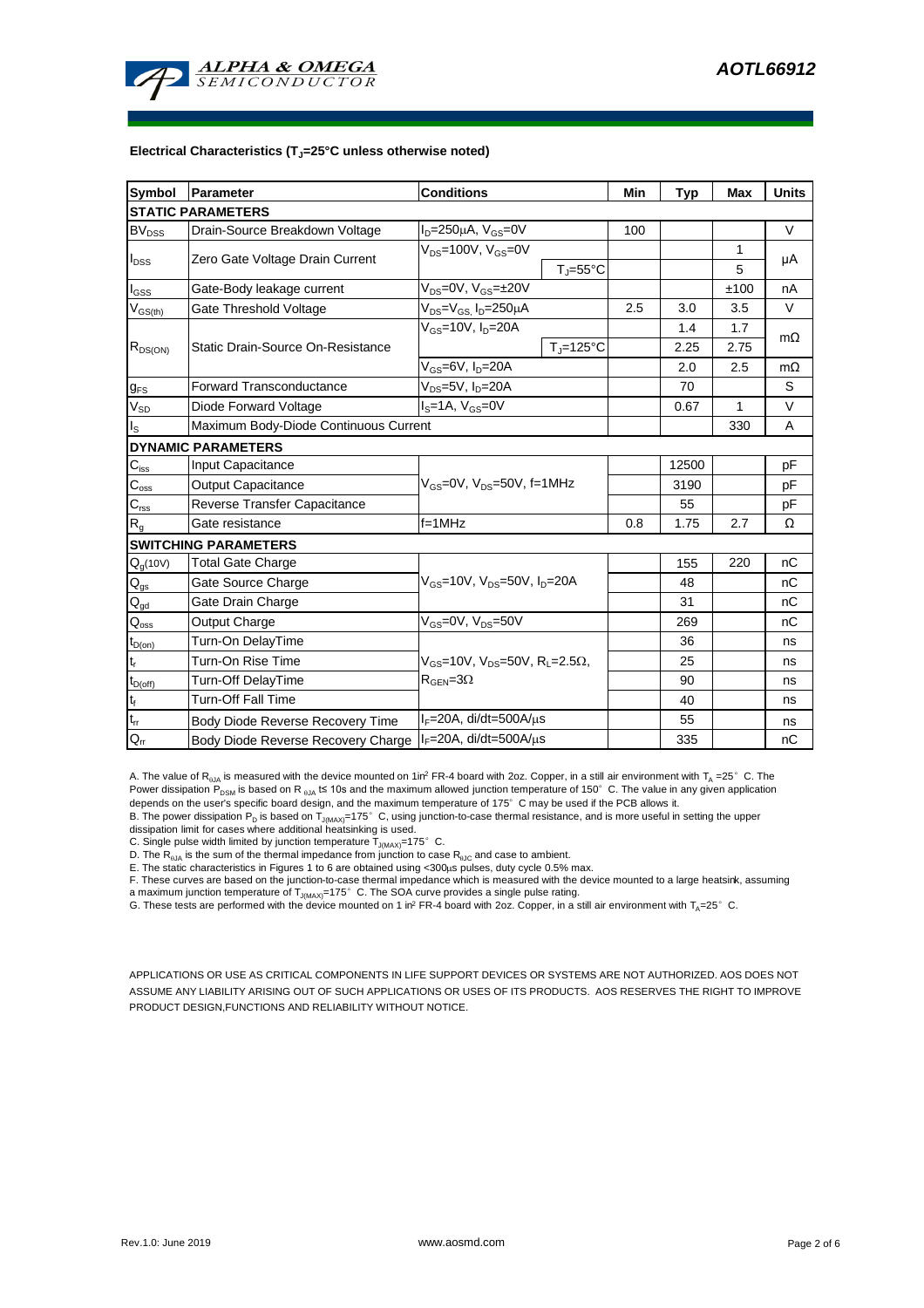**Electrical Characteristics ($T_J$=25°C unless otherwise noted)**

| Symbol | Parameter | Conditions | | Min | Typ | Max | Units |
|---|---|---|---|---|---|---|---|
| **STATIC PARAMETERS** | | | | | | | |
| $BV_{DSS}$ | Drain-Source Breakdown Voltage | $I_D$=250µA, $V_{GS}$=0V | | 100 | | | V |
| $I_{DSS}$ | Zero Gate Voltage Drain Current | $V_{DS}$=100V, $V_{GS}$=0V | | | | 1 | µA |
| | | | $T_J$=55°C | | | 5 | |
| $I_{GSS}$ | Gate-Body leakage current | $V_{DS}$=0V, $V_{GS}$=±20V | | | | ±100 | nA |
| $V_{GS(th)}$ | Gate Threshold Voltage | $V_{DS}$=$V_{GS}$, $I_D$=250µA | | 2.5 | 3.0 | 3.5 | V |
| $R_{DS(ON)}$ | Static Drain-Source On-Resistance | $V_{GS}$=10V, $I_D$=20A | | | 1.4 | 1.7 | mΩ |
| | | | $T_J$=125°C | | 2.25 | 2.75 | |
| | | $V_{GS}$=6V, $I_D$=20A | | | 2.0 | 2.5 | mΩ |
| $g_{FS}$ | Forward Transconductance | $V_{DS}$=5V, $I_D$=20A | | | 70 | | S |
| $V_{SD}$ | Diode Forward Voltage | $I_S$=1A, $V_{GS}$=0V | | | 0.67 | 1 | V |
| $I_S$ | Maximum Body-Diode Continuous Current | | | | | 330 | A |
| **DYNAMIC PARAMETERS** | | | | | | | |
| $C_{iss}$ | Input Capacitance | $V_{GS}$=0V, $V_{DS}$=50V, f=1MHz | | | 12500 | | pF |
| $C_{oss}$ | Output Capacitance | | | | 3190 | | pF |
| $C_{rss}$ | Reverse Transfer Capacitance | | | | 55 | | pF |
| $R_g$ | Gate resistance | f=1MHz | | 0.8 | 1.75 | 2.7 | Ω |
| **SWITCHING PARAMETERS** | | | | | | | |
| $Q_g$(10V) | Total Gate Charge | $V_{GS}$=10V, $V_{DS}$=50V, $I_D$=20A | | | 155 | 220 | nC |
| $Q_{gs}$ | Gate Source Charge | | | | 48 | | nC |
| $Q_{gd}$ | Gate Drain Charge | | | | 31 | | nC |
| $Q_{oss}$ | Output Charge | $V_{GS}$=0V, $V_{DS}$=50V | | | 269 | | nC |
| $t_{D(on)}$ | Turn-On DelayTime | $V_{GS}$=10V, $V_{DS}$=50V, $R_L$=2.5Ω, $R_{GEN}$=3Ω | | | 36 | | ns |
| $t_r$ | Turn-On Rise Time | | | | 25 | | ns |
| $t_{D(off)}$ | Turn-Off DelayTime | | | | 90 | | ns |
| $t_f$ | Turn-Off Fall Time | | | | 40 | | ns |
| $t_{rr}$ | Body Diode Reverse Recovery Time | $I_F$=20A, di/dt=500A/µs | | | 55 | | ns |
| $Q_{rr}$ | Body Diode Reverse Recovery Charge | $I_F$=20A, di/dt=500A/µs | | | 335 | | nC |

A. The value of $R_{\theta JA}$ is measured with the device mounted on 1in² FR-4 board with 2oz. Copper, in a still air environment with $T_A$ =25° C. The Power dissipation $P_{DSM}$ is based on $R_{\theta JA}$ t≤ 10s and the maximum allowed junction temperature of 150° C. The value in any given application depends on the user's specific board design, and the maximum temperature of 175° C may be used if the PCB allows it.
B. The power dissipation $P_D$ is based on $T_{J(MAX)}$=175° C, using junction-to-case thermal resistance, and is more useful in setting the upper dissipation limit for cases where additional heatsinking is used.
C. Single pulse width limited by junction temperature $T_{J(MAX)}$=175° C.
D. The $R_{\theta JA}$ is the sum of the thermal impedance from junction to case $R_{\theta JC}$ and case to ambient.
E. The static characteristics in Figures 1 to 6 are obtained using <300µs pulses, duty cycle 0.5% max.
F. These curves are based on the junction-to-case thermal impedance which is measured with the device mounted to a large heatsink, assuming a maximum junction temperature of $T_{J(MAX)}$=175° C. The SOA curve provides a single pulse rating.
G. These tests are performed with the device mounted on 1 in² FR-4 board with 2oz. Copper, in a still air environment with $T_A$=25° C.

APPLICATIONS OR USE AS CRITICAL COMPONENTS IN LIFE SUPPORT DEVICES OR SYSTEMS ARE NOT AUTHORIZED. AOS DOES NOT ASSUME ANY LIABILITY ARISING OUT OF SUCH APPLICATIONS OR USES OF ITS PRODUCTS. AOS RESERVES THE RIGHT TO IMPROVE PRODUCT DESIGN,FUNCTIONS AND RELIABILITY WITHOUT NOTICE.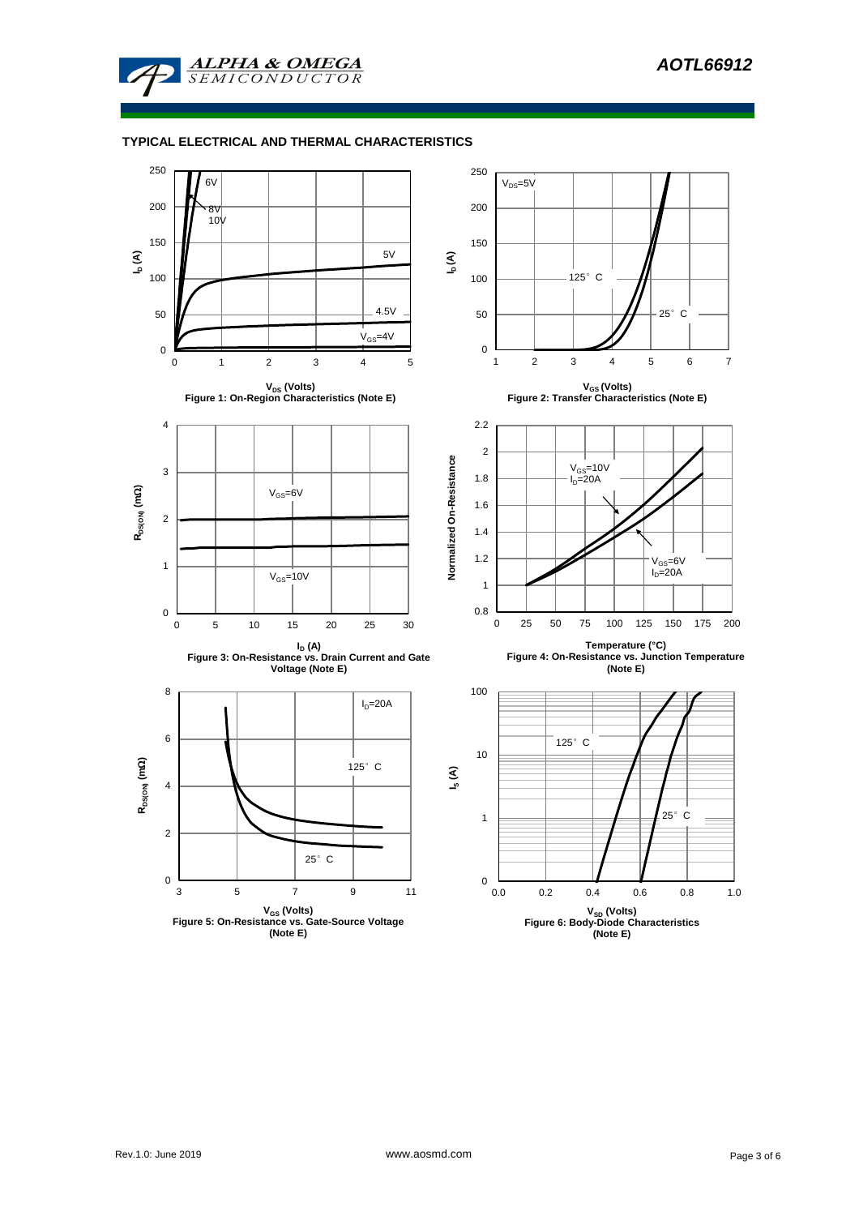## TYPICAL ELECTRICAL AND THERMAL CHARACTERISTICS

**Figure 1: On-Region Characteristics (Note E)**

**Figure 2: Transfer Characteristics (Note E)**

**Figure 3: On-Resistance vs. Drain Current and Gate Voltage (Note E)**

**Figure 4: On-Resistance vs. Junction Temperature (Note E)**

**Figure 5: On-Resistance vs. Gate-Source Voltage (Note E)**

**Figure 6: Body-Diode Characteristics (Note E)**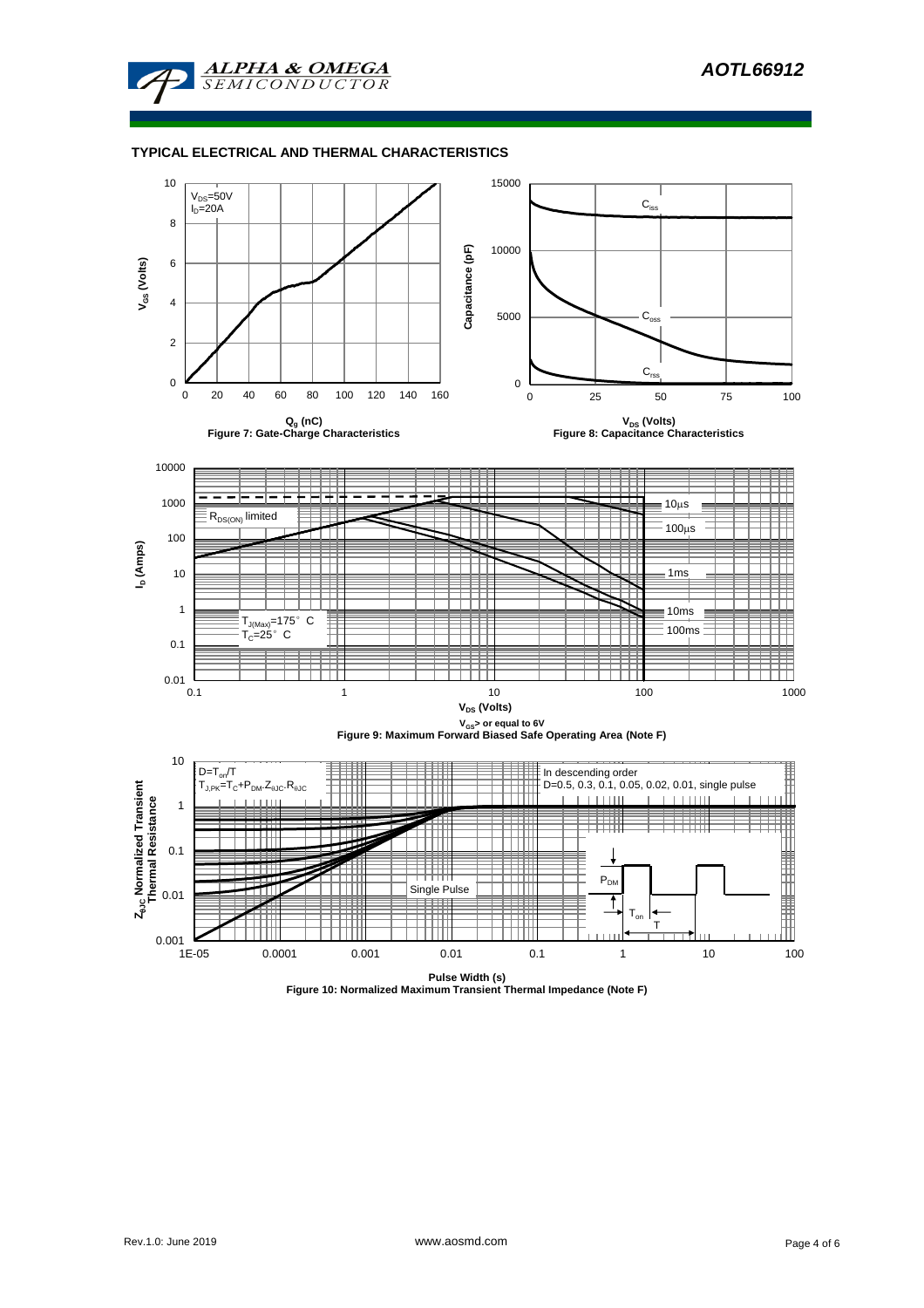## TYPICAL ELECTRICAL AND THERMAL CHARACTERISTICS

$V_{DS}$=50V
$I_D$=20A

$V_{GS}$ (Volts)

$Q_g$ (nC)

Figure 7: Gate-Charge Characteristics

$C_{iss}$

$C_{oss}$

$C_{rss}$

Capacitance (pF)

$V_{DS}$ (Volts)

Figure 8: Capacitance Characteristics

$R_{DS(ON)}$ limited

10µs

100µs

1ms

10ms

100ms

$T_{J(Max)}$=175° C
$T_C$=25° C

$I_D$ (Amps)

$V_{DS}$ (Volts)

$V_{GS}$> or equal to 6V

Figure 9: Maximum Forward Biased Safe Operating Area (Note F)

$D=T_{on}/T$
$T_{J,PK}=T_C+P_{DM}.Z_{\theta JC}.R_{\theta JC}$

In descending order
D=0.5, 0.3, 0.1, 0.05, 0.02, 0.01, single pulse

Single Pulse

$P_{DM}$

$T_{on}$

T

$Z_{\theta JC}$ Normalized Transient Thermal Resistance

Pulse Width (s)

Figure 10: Normalized Maximum Transient Thermal Impedance (Note F)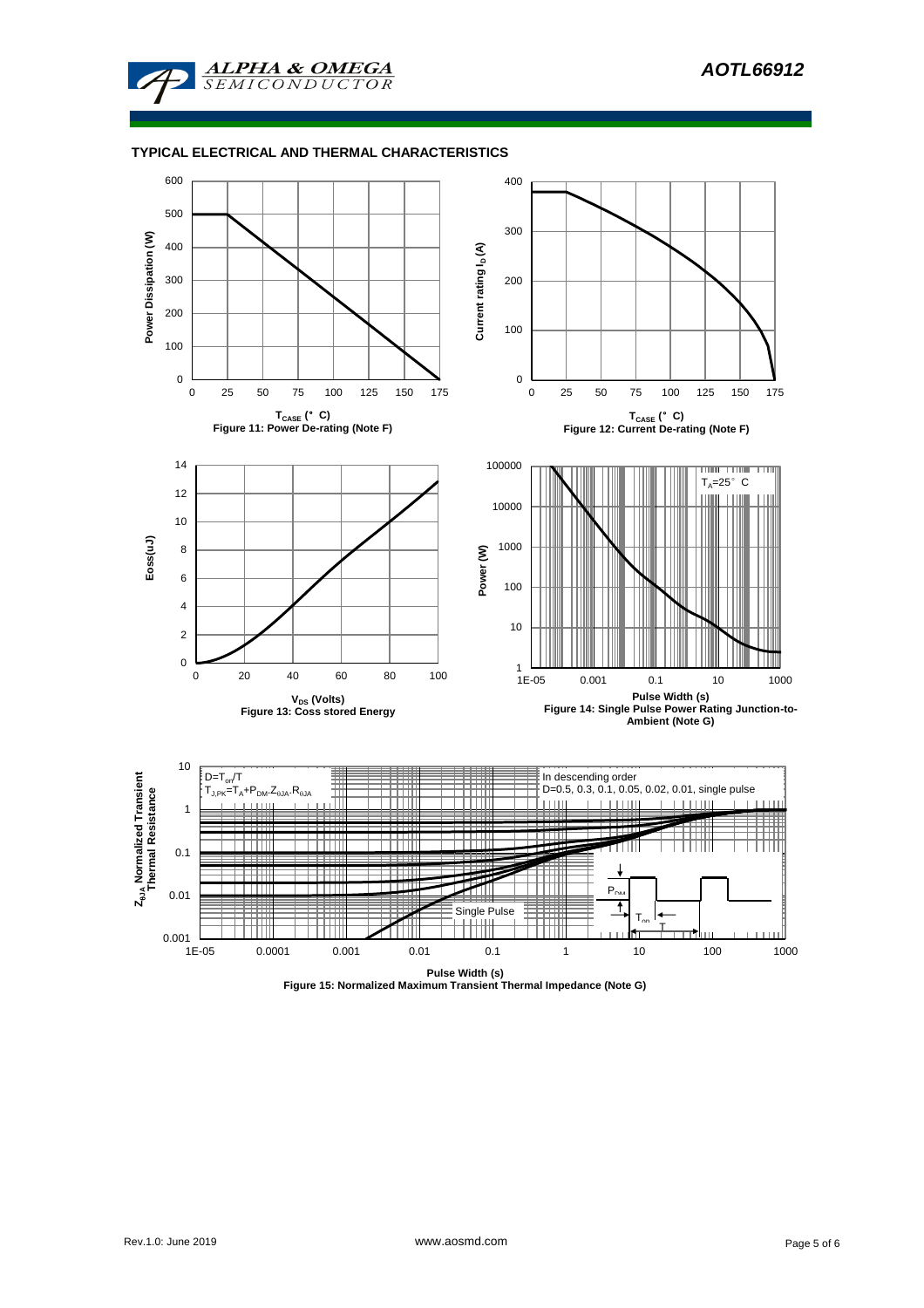## TYPICAL ELECTRICAL AND THERMAL CHARACTERISTICS

Power Dissipation (W)

$T_{CASE}$ (°C)

Figure 11: Power De-rating (Note F)

Current rating $I_D$ (A)

$T_{CASE}$ (°C)

Figure 12: Current De-rating (Note F)

Eoss(uJ)

$V_{DS}$ (Volts)

Figure 13: Coss stored Energy

Power (W)

$T_A$=25°C

Pulse Width (s)

Figure 14: Single Pulse Power Rating Junction-to-Ambient (Note G)

$Z_{\theta JA}$ Normalized Transient Thermal Resistance

$D=T_{on}/T$

$T_{J,PK}=T_A+P_{DM}.Z_{\theta JA}.R_{\theta JA}$

In descending order

D=0.5, 0.3, 0.1, 0.05, 0.02, 0.01, single pulse

Single Pulse

$P_{DM}$

$T_{on}$

T

Pulse Width (s)

Figure 15: Normalized Maximum Transient Thermal Impedance (Note G)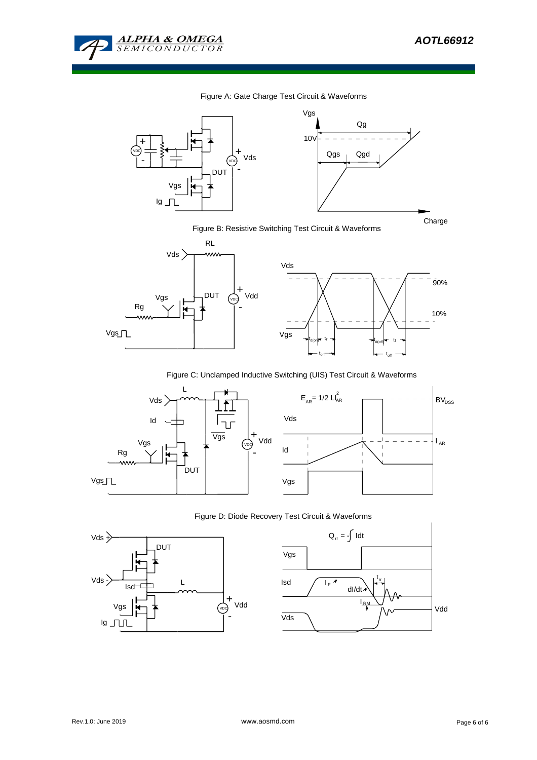Figure A: Gate Charge Test Circuit & Waveforms

Vgs
Qg
10V
Qgs
Qgd
Charge
Vds
DUT
Vgs
Ig

Figure B: Resistive Switching Test Circuit & Waveforms

RL
Vds
DUT
Vgs
Rg
Vdd
Vgs
Vds
90%
10%
Vgs
$t_{d(on)}$
$t_r$
$t_{on}$
$t_{d(off)}$
$t_f$
$t_{off}$

Figure C: Unclamped Inductive Switching (UIS) Test Circuit & Waveforms

L
Vds
Id
Vgs
Vgs
Rg
DUT
Vdd
Vgs
$E_{AR} = 1/2\ LI_{AR}^2$
$BV_{DSS}$
Vds
Id
$I_{AR}$
Vgs

Figure D: Diode Recovery Test Circuit & Waveforms

Vds +
DUT
Vds -
Isd
L
Vgs
Ig
Vdd
$Q_{rr} = -\int Idt$
Vgs
Isd
$I_F$
dI/dt
$t_{rr}$
$I_{RM}$
Vds
Vdd